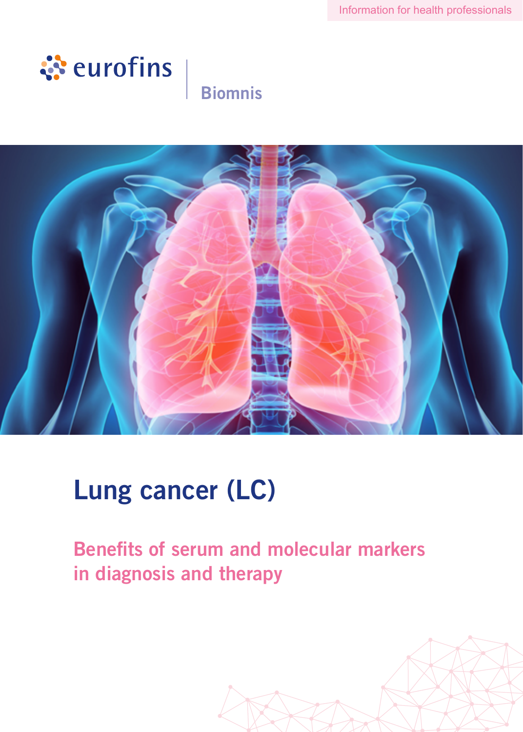Information for health professionals

eurofins | Biomnis

# Lung cancer (LC)

## Benefits of serum and molecular markers in diagnosis and therapy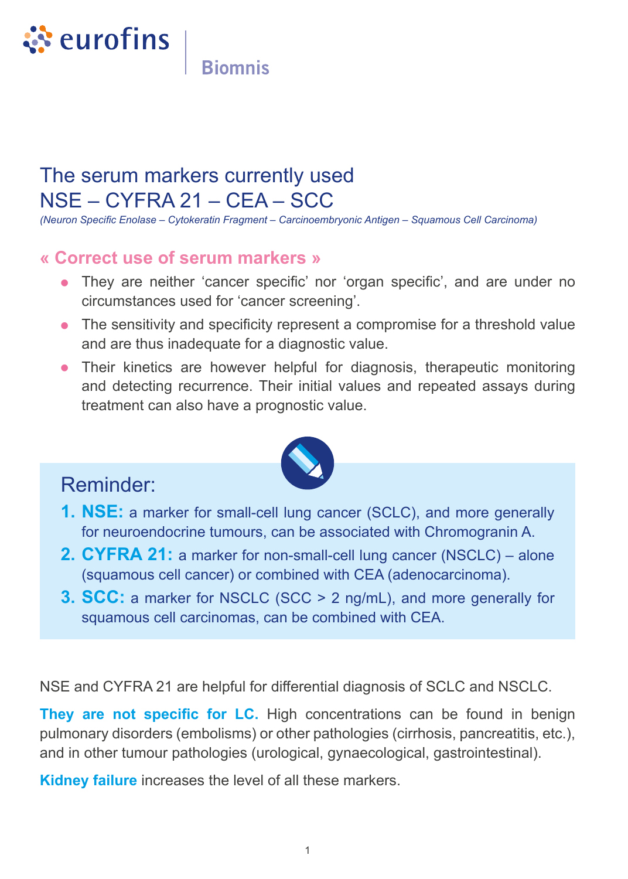# The serum markers currently used
# NSE – CYFRA 21 – CEA – SCC

*(Neuron Specific Enolase – Cytokeratin Fragment – Carcinoembryonic Antigen – Squamous Cell Carcinoma)*

## « Correct use of serum markers »

- They are neither 'cancer specific' nor 'organ specific', and are under no circumstances used for 'cancer screening'.
- The sensitivity and specificity represent a compromise for a threshold value and are thus inadequate for a diagnostic value.
- Their kinetics are however helpful for diagnosis, therapeutic monitoring and detecting recurrence. Their initial values and repeated assays during treatment can also have a prognostic value.

## Reminder:

1. **NSE:** a marker for small-cell lung cancer (SCLC), and more generally for neuroendocrine tumours, can be associated with Chromogranin A.
2. **CYFRA 21:** a marker for non-small-cell lung cancer (NSCLC) – alone (squamous cell cancer) or combined with CEA (adenocarcinoma).
3. **SCC:** a marker for NSCLC (SCC > 2 ng/mL), and more generally for squamous cell carcinomas, can be combined with CEA.

NSE and CYFRA 21 are helpful for differential diagnosis of SCLC and NSCLC.

**They are not specific for LC.** High concentrations can be found in benign pulmonary disorders (embolisms) or other pathologies (cirrhosis, pancreatitis, etc.), and in other tumour pathologies (urological, gynaecological, gastrointestinal).

**Kidney failure** increases the level of all these markers.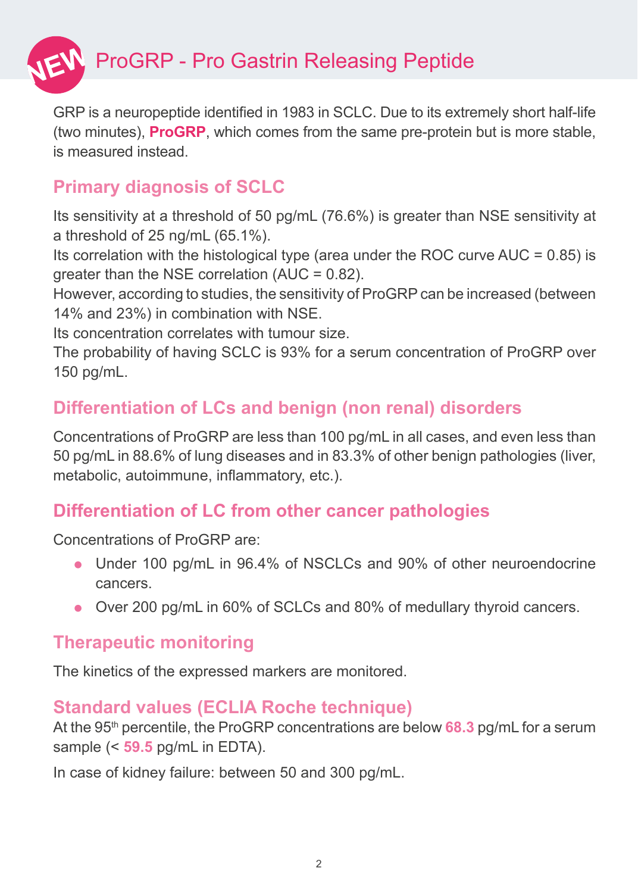# NEW ProGRP - Pro Gastrin Releasing Peptide

GRP is a neuropeptide identified in 1983 in SCLC. Due to its extremely short half-life (two minutes), **ProGRP**, which comes from the same pre-protein but is more stable, is measured instead.

## Primary diagnosis of SCLC

Its sensitivity at a threshold of 50 pg/mL (76.6%) is greater than NSE sensitivity at a threshold of 25 ng/mL (65.1%).

Its correlation with the histological type (area under the ROC curve AUC = 0.85) is greater than the NSE correlation (AUC = 0.82).

However, according to studies, the sensitivity of ProGRP can be increased (between 14% and 23%) in combination with NSE.

Its concentration correlates with tumour size.

The probability of having SCLC is 93% for a serum concentration of ProGRP over 150 pg/mL.

## Differentiation of LCs and benign (non renal) disorders

Concentrations of ProGRP are less than 100 pg/mL in all cases, and even less than 50 pg/mL in 88.6% of lung diseases and in 83.3% of other benign pathologies (liver, metabolic, autoimmune, inflammatory, etc.).

## Differentiation of LC from other cancer pathologies

Concentrations of ProGRP are:

- Under 100 pg/mL in 96.4% of NSCLCs and 90% of other neuroendocrine cancers.
- Over 200 pg/mL in 60% of SCLCs and 80% of medullary thyroid cancers.

## Therapeutic monitoring

The kinetics of the expressed markers are monitored.

## Standard values (ECLIA Roche technique)

At the 95$^{th}$ percentile, the ProGRP concentrations are below **68.3** pg/mL for a serum sample (< **59.5** pg/mL in EDTA).

In case of kidney failure: between 50 and 300 pg/mL.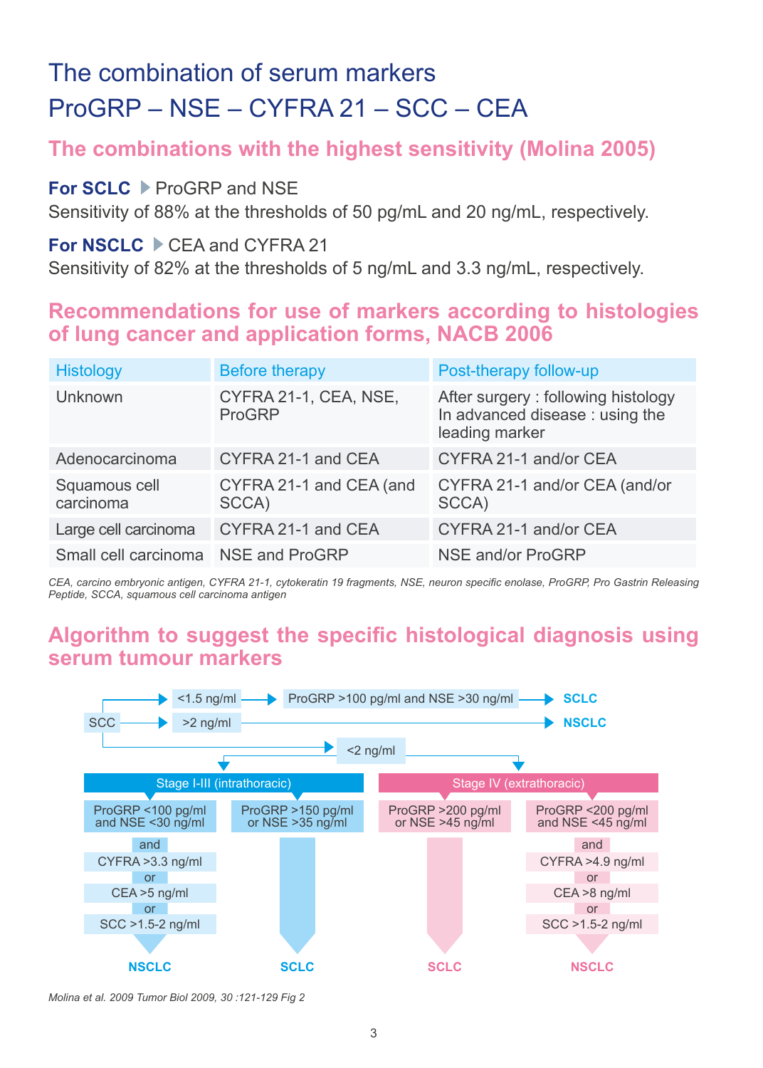# The combination of serum markers ProGRP – NSE – CYFRA 21 – SCC – CEA

## The combinations with the highest sensitivity (Molina 2005)

**For SCLC** ▶ ProGRP and NSE
Sensitivity of 88% at the thresholds of 50 pg/mL and 20 ng/mL, respectively.

**For NSCLC** ▶ CEA and CYFRA 21
Sensitivity of 82% at the thresholds of 5 ng/mL and 3.3 ng/mL, respectively.

## Recommendations for use of markers according to histologies of lung cancer and application forms, NACB 2006

| Histology | Before therapy | Post-therapy follow-up |
|---|---|---|
| Unknown | CYFRA 21-1, CEA, NSE, ProGRP | After surgery : following histology<br>In advanced disease : using the leading marker |
| Adenocarcinoma | CYFRA 21-1 and CEA | CYFRA 21-1 and/or CEA |
| Squamous cell carcinoma | CYFRA 21-1 and CEA (and SCCA) | CYFRA 21-1 and/or CEA (and/or SCCA) |
| Large cell carcinoma | CYFRA 21-1 and CEA | CYFRA 21-1 and/or CEA |
| Small cell carcinoma | NSE and ProGRP | NSE and/or ProGRP |

*CEA, carcino embryonic antigen, CYFRA 21-1, cytokeratin 19 fragments, NSE, neuron specific enolase, ProGRP, Pro Gastrin Releasing Peptide, SCCA, squamous cell carcinoma antigen*

## Algorithm to suggest the specific histological diagnosis using serum tumour markers

- SCC <1.5 ng/ml → ProGRP >100 pg/ml and NSE >30 ng/ml → **SCLC**
- SCC >2 ng/ml → **NSCLC**
- SCC <2 ng/ml:
  - **Stage I-III (intrathoracic)**
    - ProGRP <100 pg/ml and NSE <30 ng/ml and CYFRA >3.3 ng/ml or CEA >5 ng/ml or SCC >1.5-2 ng/ml → **NSCLC**
    - ProGRP >150 pg/ml or NSE >35 ng/ml → **SCLC**
  - **Stage IV (extrathoracic)**
    - ProGRP >200 pg/ml or NSE >45 ng/ml → **SCLC**
    - ProGRP <200 pg/ml and NSE <45 ng/ml and CYFRA >4.9 ng/ml or CEA >8 ng/ml or SCC >1.5-2 ng/ml → **NSCLC**

*Molina et al. 2009 Tumor Biol 2009, 30 :121-129 Fig 2*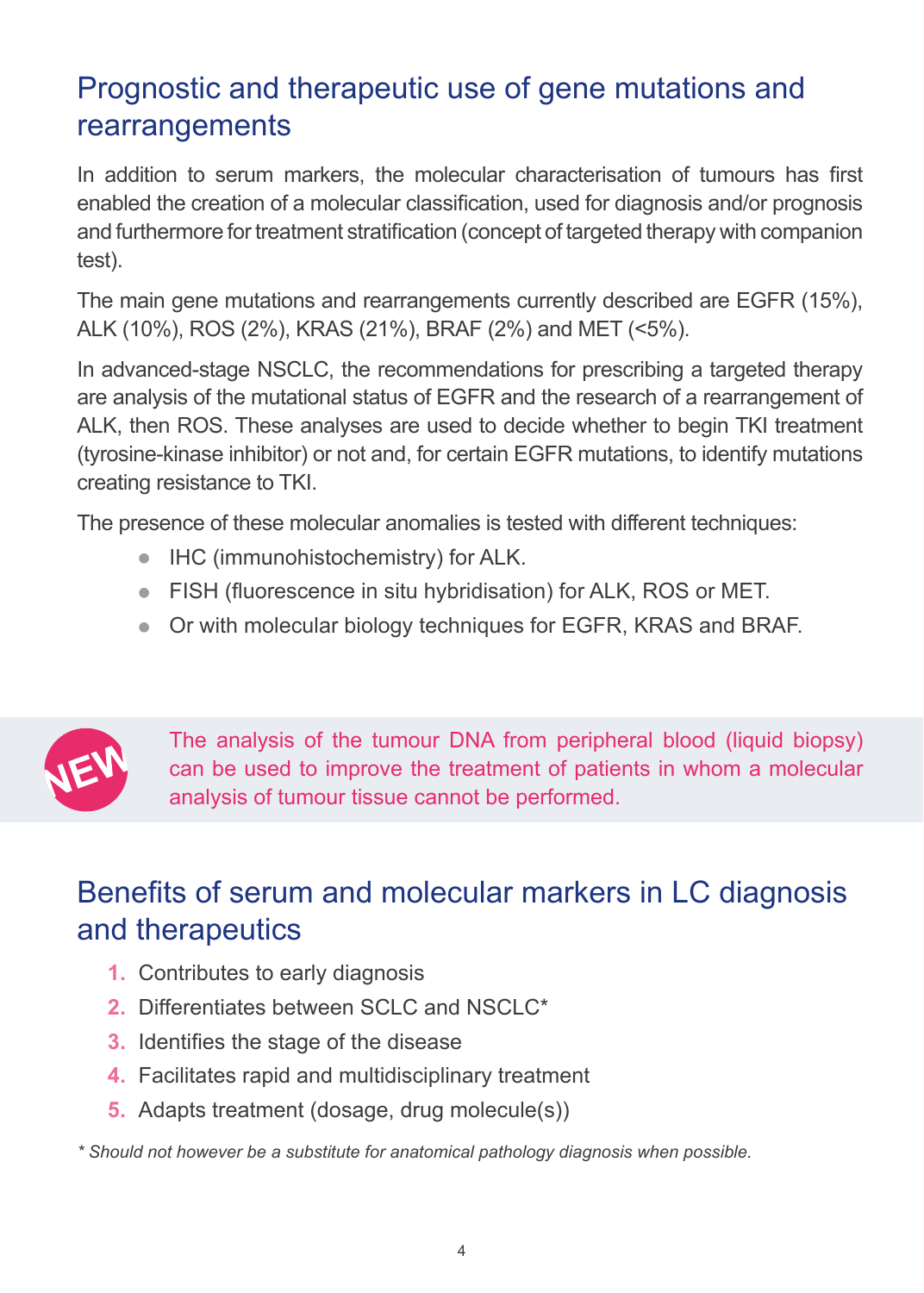## Prognostic and therapeutic use of gene mutations and rearrangements

In addition to serum markers, the molecular characterisation of tumours has first enabled the creation of a molecular classification, used for diagnosis and/or prognosis and furthermore for treatment stratification (concept of targeted therapy with companion test).

The main gene mutations and rearrangements currently described are EGFR (15%), ALK (10%), ROS (2%), KRAS (21%), BRAF (2%) and MET (<5%).

In advanced-stage NSCLC, the recommendations for prescribing a targeted therapy are analysis of the mutational status of EGFR and the research of a rearrangement of ALK, then ROS. These analyses are used to decide whether to begin TKI treatment (tyrosine-kinase inhibitor) or not and, for certain EGFR mutations, to identify mutations creating resistance to TKI.

The presence of these molecular anomalies is tested with different techniques:

- IHC (immunohistochemistry) for ALK.
- FISH (fluorescence in situ hybridisation) for ALK, ROS or MET.
- Or with molecular biology techniques for EGFR, KRAS and BRAF.

NEW

The analysis of the tumour DNA from peripheral blood (liquid biopsy) can be used to improve the treatment of patients in whom a molecular analysis of tumour tissue cannot be performed.

## Benefits of serum and molecular markers in LC diagnosis and therapeutics

1. Contributes to early diagnosis
2. Differentiates between SCLC and NSCLC*
3. Identifies the stage of the disease
4. Facilitates rapid and multidisciplinary treatment
5. Adapts treatment (dosage, drug molecule(s))

*\* Should not however be a substitute for anatomical pathology diagnosis when possible.*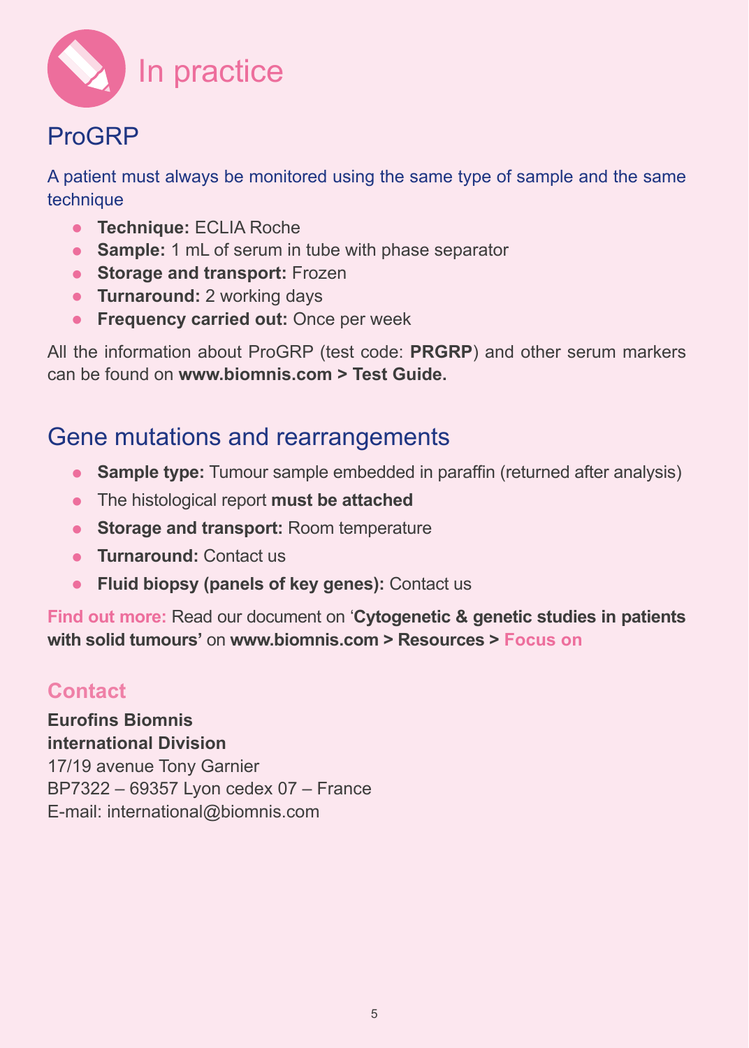# In practice

## ProGRP

A patient must always be monitored using the same type of sample and the same technique

- **Technique:** ECLIA Roche
- **Sample:** 1 mL of serum in tube with phase separator
- **Storage and transport:** Frozen
- **Turnaround:** 2 working days
- **Frequency carried out:** Once per week

All the information about ProGRP (test code: **PRGRP**) and other serum markers can be found on **www.biomnis.com > Test Guide.**

## Gene mutations and rearrangements

- **Sample type:** Tumour sample embedded in paraffin (returned after analysis)
- The histological report **must be attached**
- **Storage and transport:** Room temperature
- **Turnaround:** Contact us
- **Fluid biopsy (panels of key genes):** Contact us

**Find out more:** Read our document on '**Cytogenetic & genetic studies in patients with solid tumours'** on **www.biomnis.com > Resources > Focus on**

### Contact

**Eurofins Biomnis**
**international Division**
17/19 avenue Tony Garnier
BP7322 – 69357 Lyon cedex 07 – France
E-mail: international@biomnis.com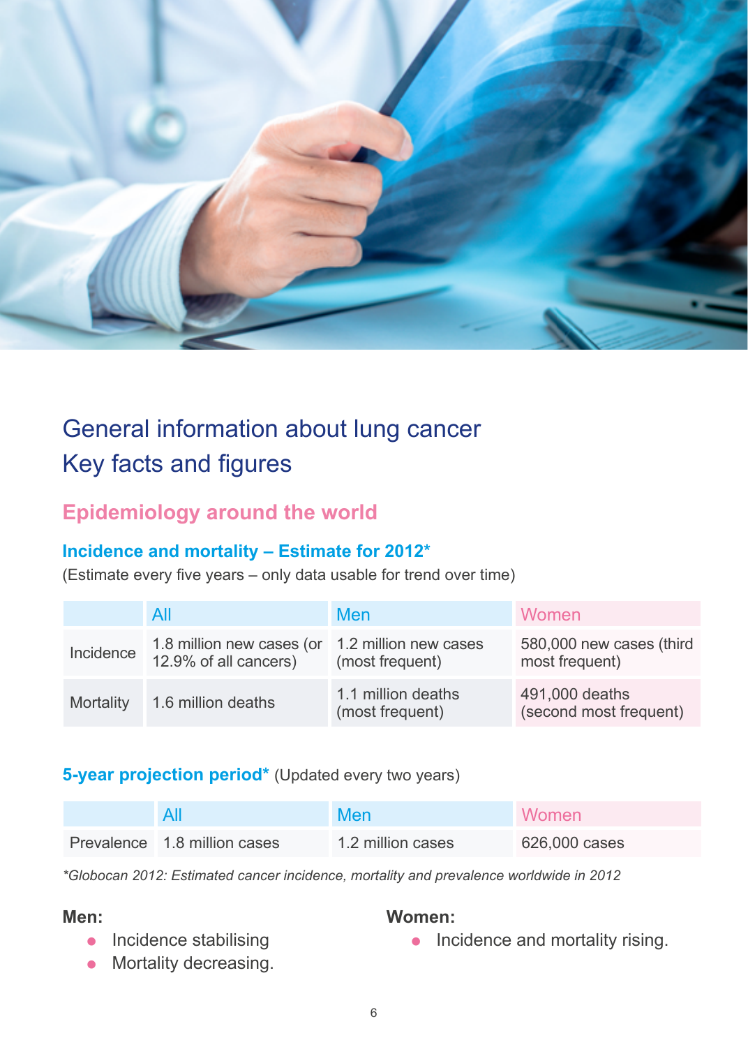# General information about lung cancer
# Key facts and figures

## Epidemiology around the world

### Incidence and mortality – Estimate for 2012*

(Estimate every five years – only data usable for trend over time)

| | All | Men | Women |
|---|---|---|---|
| Incidence | 1.8 million new cases (or 12.9% of all cancers) | 1.2 million new cases (most frequent) | 580,000 new cases (third most frequent) |
| Mortality | 1.6 million deaths | 1.1 million deaths (most frequent) | 491,000 deaths (second most frequent) |

### 5-year projection period* (Updated every two years)

| | All | Men | Women |
|---|---|---|---|
| Prevalence | 1.8 million cases | 1.2 million cases | 626,000 cases |

*\*Globocan 2012: Estimated cancer incidence, mortality and prevalence worldwide in 2012*

**Men:**

- Incidence stabilising
- Mortality decreasing.

**Women:**

- Incidence and mortality rising.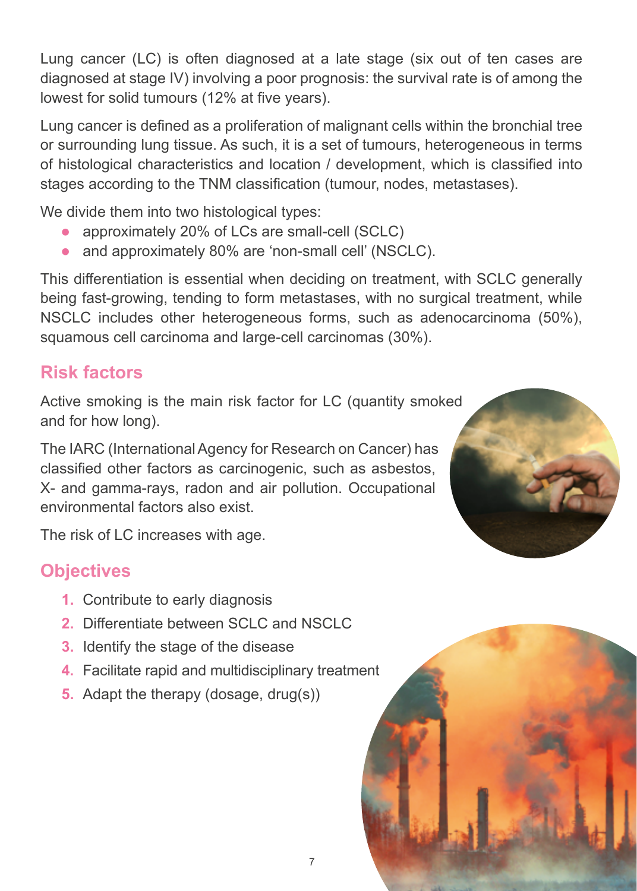Lung cancer (LC) is often diagnosed at a late stage (six out of ten cases are diagnosed at stage IV) involving a poor prognosis: the survival rate is of among the lowest for solid tumours (12% at five years).

Lung cancer is defined as a proliferation of malignant cells within the bronchial tree or surrounding lung tissue. As such, it is a set of tumours, heterogeneous in terms of histological characteristics and location / development, which is classified into stages according to the TNM classification (tumour, nodes, metastases).

We divide them into two histological types:

- approximately 20% of LCs are small-cell (SCLC)
- and approximately 80% are 'non-small cell' (NSCLC).

This differentiation is essential when deciding on treatment, with SCLC generally being fast-growing, tending to form metastases, with no surgical treatment, while NSCLC includes other heterogeneous forms, such as adenocarcinoma (50%), squamous cell carcinoma and large-cell carcinomas (30%).

## Risk factors

Active smoking is the main risk factor for LC (quantity smoked and for how long).

The IARC (International Agency for Research on Cancer) has classified other factors as carcinogenic, such as asbestos, X- and gamma-rays, radon and air pollution. Occupational environmental factors also exist.

The risk of LC increases with age.

## Objectives

1. Contribute to early diagnosis
2. Differentiate between SCLC and NSCLC
3. Identify the stage of the disease
4. Facilitate rapid and multidisciplinary treatment
5. Adapt the therapy (dosage, drug(s))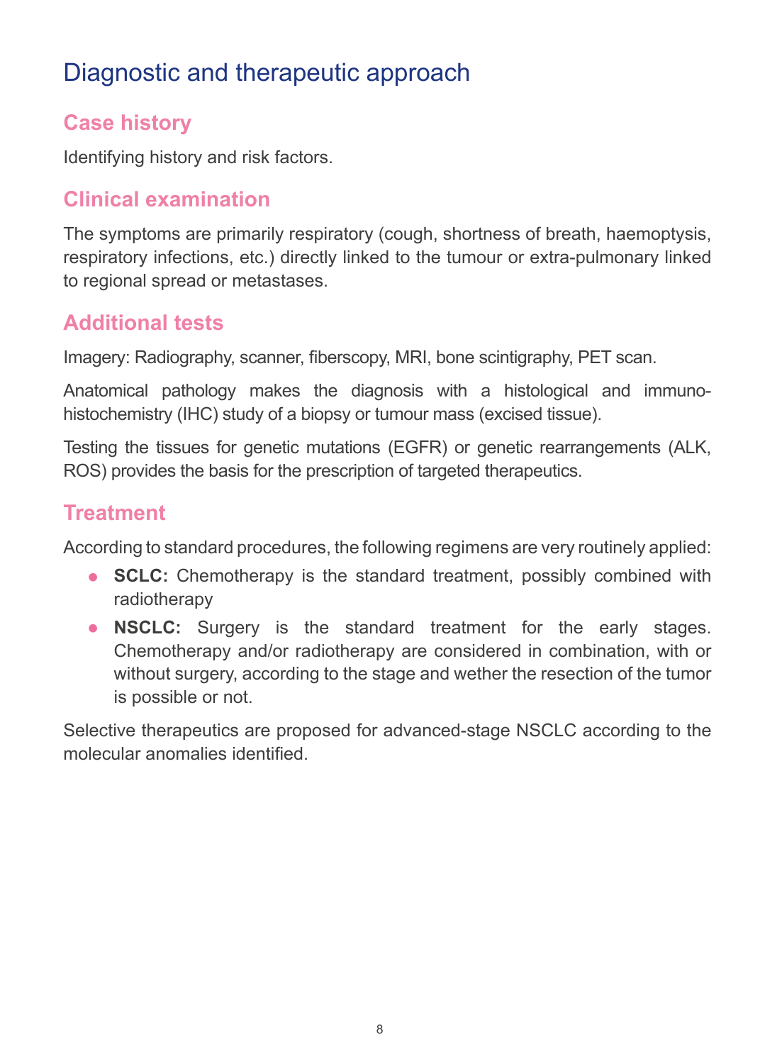# Diagnostic and therapeutic approach

## Case history

Identifying history and risk factors.

## Clinical examination

The symptoms are primarily respiratory (cough, shortness of breath, haemoptysis, respiratory infections, etc.) directly linked to the tumour or extra-pulmonary linked to regional spread or metastases.

## Additional tests

Imagery: Radiography, scanner, fiberscopy, MRI, bone scintigraphy, PET scan.

Anatomical pathology makes the diagnosis with a histological and immuno-histochemistry (IHC) study of a biopsy or tumour mass (excised tissue).

Testing the tissues for genetic mutations (EGFR) or genetic rearrangements (ALK, ROS) provides the basis for the prescription of targeted therapeutics.

## Treatment

According to standard procedures, the following regimens are very routinely applied:

- **SCLC:** Chemotherapy is the standard treatment, possibly combined with radiotherapy
- **NSCLC:** Surgery is the standard treatment for the early stages. Chemotherapy and/or radiotherapy are considered in combination, with or without surgery, according to the stage and wether the resection of the tumor is possible or not.

Selective therapeutics are proposed for advanced-stage NSCLC according to the molecular anomalies identified.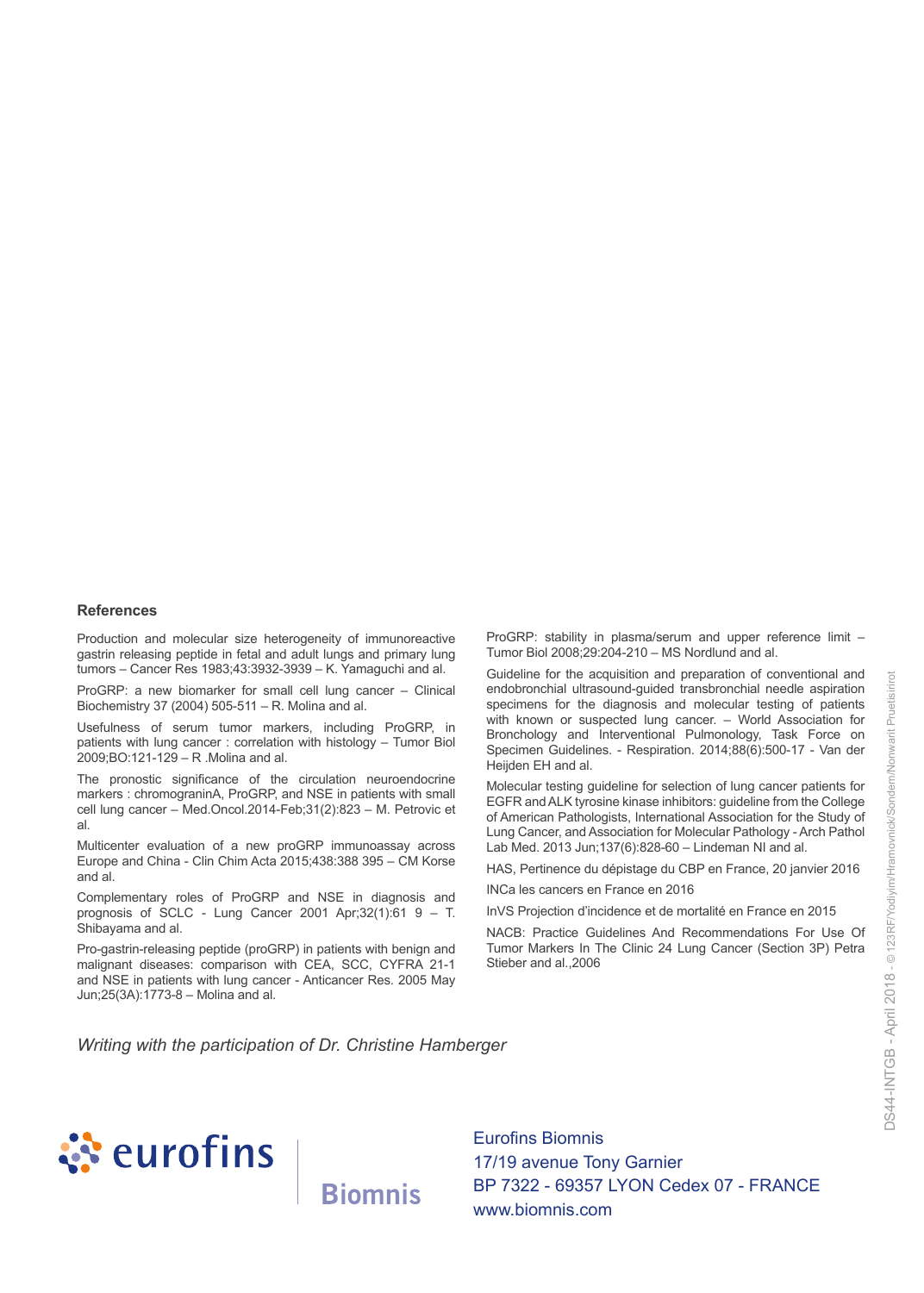## References

Production and molecular size heterogeneity of immunoreactive gastrin releasing peptide in fetal and adult lungs and primary lung tumors – Cancer Res 1983;43:3932-3939 – K. Yamaguchi and al.

ProGRP: a new biomarker for small cell lung cancer – Clinical Biochemistry 37 (2004) 505-511 – R. Molina and al.

Usefulness of serum tumor markers, including ProGRP, in patients with lung cancer : correlation with histology – Tumor Biol 2009;BO:121-129 – R .Molina and al.

The pronostic significance of the circulation neuroendocrine markers : chromograninA, ProGRP, and NSE in patients with small cell lung cancer – Med.Oncol.2014-Feb;31(2):823 – M. Petrovic et al.

Multicenter evaluation of a new proGRP immunoassay across Europe and China - Clin Chim Acta 2015;438:388 395 – CM Korse and al.

Complementary roles of ProGRP and NSE in diagnosis and prognosis of SCLC - Lung Cancer 2001 Apr;32(1):61 9 – T. Shibayama and al.

Pro-gastrin-releasing peptide (proGRP) in patients with benign and malignant diseases: comparison with CEA, SCC, CYFRA 21-1 and NSE in patients with lung cancer - Anticancer Res. 2005 May Jun;25(3A):1773-8 – Molina and al.

ProGRP: stability in plasma/serum and upper reference limit – Tumor Biol 2008;29:204-210 – MS Nordlund and al.

Guideline for the acquisition and preparation of conventional and endobronchial ultrasound-guided transbronchial needle aspiration specimens for the diagnosis and molecular testing of patients with known or suspected lung cancer. – World Association for Bronchology and Interventional Pulmonology, Task Force on Specimen Guidelines. - Respiration. 2014;88(6):500-17 - Van der Heijden EH and al.

Molecular testing guideline for selection of lung cancer patients for EGFR and ALK tyrosine kinase inhibitors: guideline from the College of American Pathologists, International Association for the Study of Lung Cancer, and Association for Molecular Pathology - Arch Pathol Lab Med. 2013 Jun;137(6):828-60 – Lindeman NI and al.

HAS, Pertinence du dépistage du CBP en France, 20 janvier 2016

INCa les cancers en France en 2016

InVS Projection d'incidence et de mortalité en France en 2015

NACB: Practice Guidelines And Recommendations For Use Of Tumor Markers In The Clinic 24 Lung Cancer (Section 3P) Petra Stieber and al.,2006

*Writing with the participation of Dr. Christine Hamberger*

eurofins | Biomnis

Eurofins Biomnis
17/19 avenue Tony Garnier
BP 7322 - 69357 LYON Cedex 07 - FRANCE
www.biomnis.com

DS44-INTGB - April 2018 - © 123RF/Yodiyim/Hramovnick/Sondem/Nonwarit Pruetisirirot